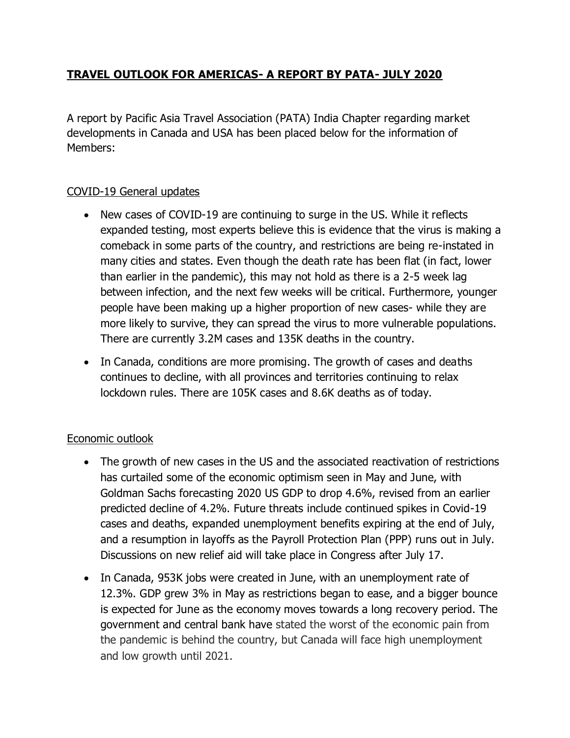# **TRAVEL OUTLOOK FOR AMERICAS- A REPORT BY PATA- JULY 2020**

A report by Pacific Asia Travel Association (PATA) India Chapter regarding market developments in Canada and USA has been placed below for the information of Members:

## COVID-19 General updates

- New cases of COVID-19 are continuing to surge in the US. While it reflects expanded testing, most experts believe this is evidence that the virus is making a comeback in some parts of the country, and restrictions are being re-instated in many cities and states. Even though the death rate has been flat (in fact, lower than earlier in the pandemic), this may not hold as there is a 2-5 week lag between infection, and the next few weeks will be critical. Furthermore, younger people have been making up a higher proportion of new cases- while they are more likely to survive, they can spread the virus to more vulnerable populations. There are currently 3.2M cases and 135K deaths in the country.
- In Canada, conditions are more promising. The growth of cases and deaths continues to decline, with all provinces and territories continuing to relax lockdown rules. There are 105K cases and 8.6K deaths as of today.

## Economic outlook

- The growth of new cases in the US and the associated reactivation of restrictions has curtailed some of the economic optimism seen in May and June, with Goldman Sachs forecasting 2020 US GDP to drop 4.6%, revised from an earlier predicted decline of 4.2%. Future threats include continued spikes in Covid-19 cases and deaths, expanded unemployment benefits expiring at the end of July, and a resumption in layoffs as the Payroll Protection Plan (PPP) runs out in July. Discussions on new relief aid will take place in Congress after July 17.
- In Canada, 953K jobs were created in June, with an unemployment rate of 12.3%. GDP grew 3% in May as restrictions began to ease, and a bigger bounce is expected for June as the economy moves towards a long recovery period. The government and central bank have stated the worst of the economic pain from the pandemic is behind the country, but Canada will face high unemployment and low growth until 2021.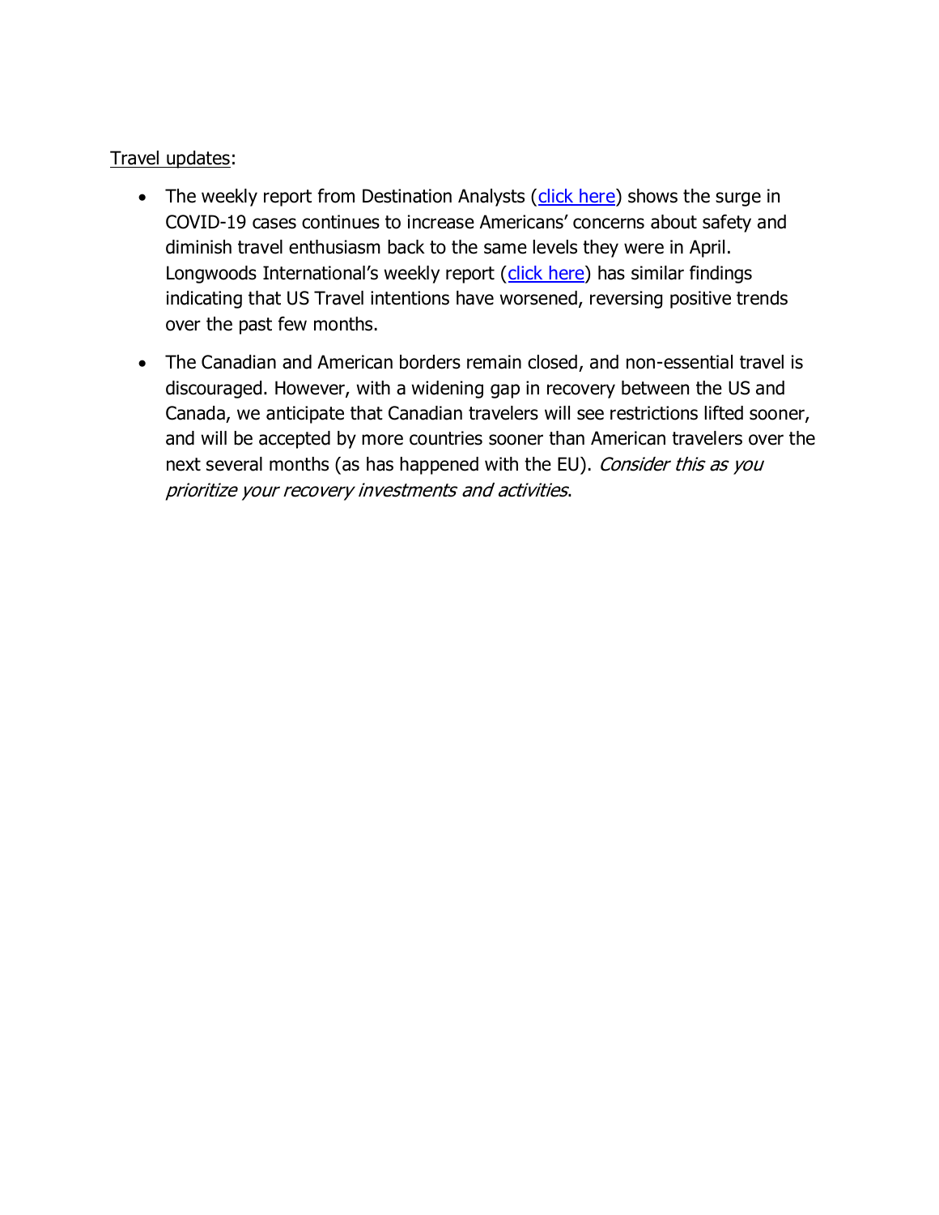Travel updates:

- The weekly report from Destination Analysts (click here) shows the surge in COVID-19 cases continues to increase Americans' concerns about safety and diminish travel enthusiasm back to the same levels they were in April. Longwoods International's weekly report (click here) has similar findings indicating that US Travel intentions have worsened, reversing positive trends over the past few months.
- The Canadian and American borders remain closed, and non-essential travel is discouraged. However, with a widening gap in recovery between the US and Canada, we anticipate that Canadian travelers will see restrictions lifted sooner, and will be accepted by more countries sooner than American travelers over the next several months (as has happened with the EU). *Consider this as you prioritize your recovery investments and activities*.